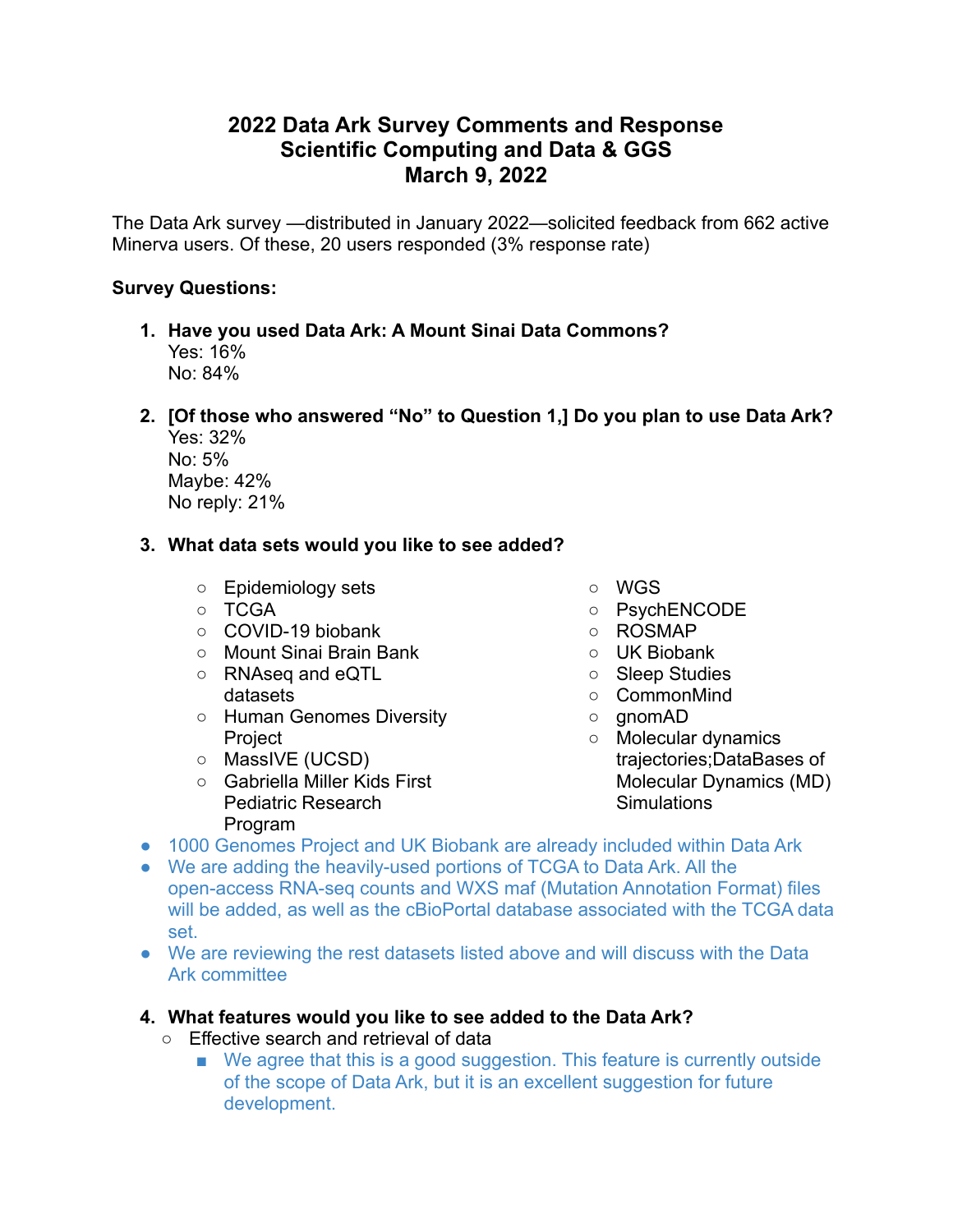# 2022 Data Ark Survey Comments and Response
# Scientific Computing and Data & GGS
# March 9, 2022

The Data Ark survey —distributed in January 2022—solicited feedback from 662 active Minerva users. Of these, 20 users responded (3% response rate)

**Survey Questions:**

1. **Have you used Data Ark: A Mount Sinai Data Commons?**
   Yes: 16%
   No: 84%

2. **[Of those who answered "No" to Question 1,] Do you plan to use Data Ark?**
   Yes: 32%
   No: 5%
   Maybe: 42%
   No reply: 21%

3. **What data sets would you like to see added?**
   - Epidemiology sets
   - TCGA
   - COVID-19 biobank
   - Mount Sinai Brain Bank
   - RNAseq and eQTL datasets
   - Human Genomes Diversity Project
   - MassIVE (UCSD)
   - Gabriella Miller Kids First Pediatric Research Program
   - WGS
   - PsychENCODE
   - ROSMAP
   - UK Biobank
   - Sleep Studies
   - CommonMind
   - gnomAD
   - Molecular dynamics trajectories;DataBases of Molecular Dynamics (MD) Simulations

- 1000 Genomes Project and UK Biobank are already included within Data Ark
- We are adding the heavily-used portions of TCGA to Data Ark. All the open-access RNA-seq counts and WXS maf (Mutation Annotation Format) files will be added, as well as the cBioPortal database associated with the TCGA data set.
- We are reviewing the rest datasets listed above and will discuss with the Data Ark committee

4. **What features would you like to see added to the Data Ark?**
   - Effective search and retrieval of data
     - We agree that this is a good suggestion. This feature is currently outside of the scope of Data Ark, but it is an excellent suggestion for future development.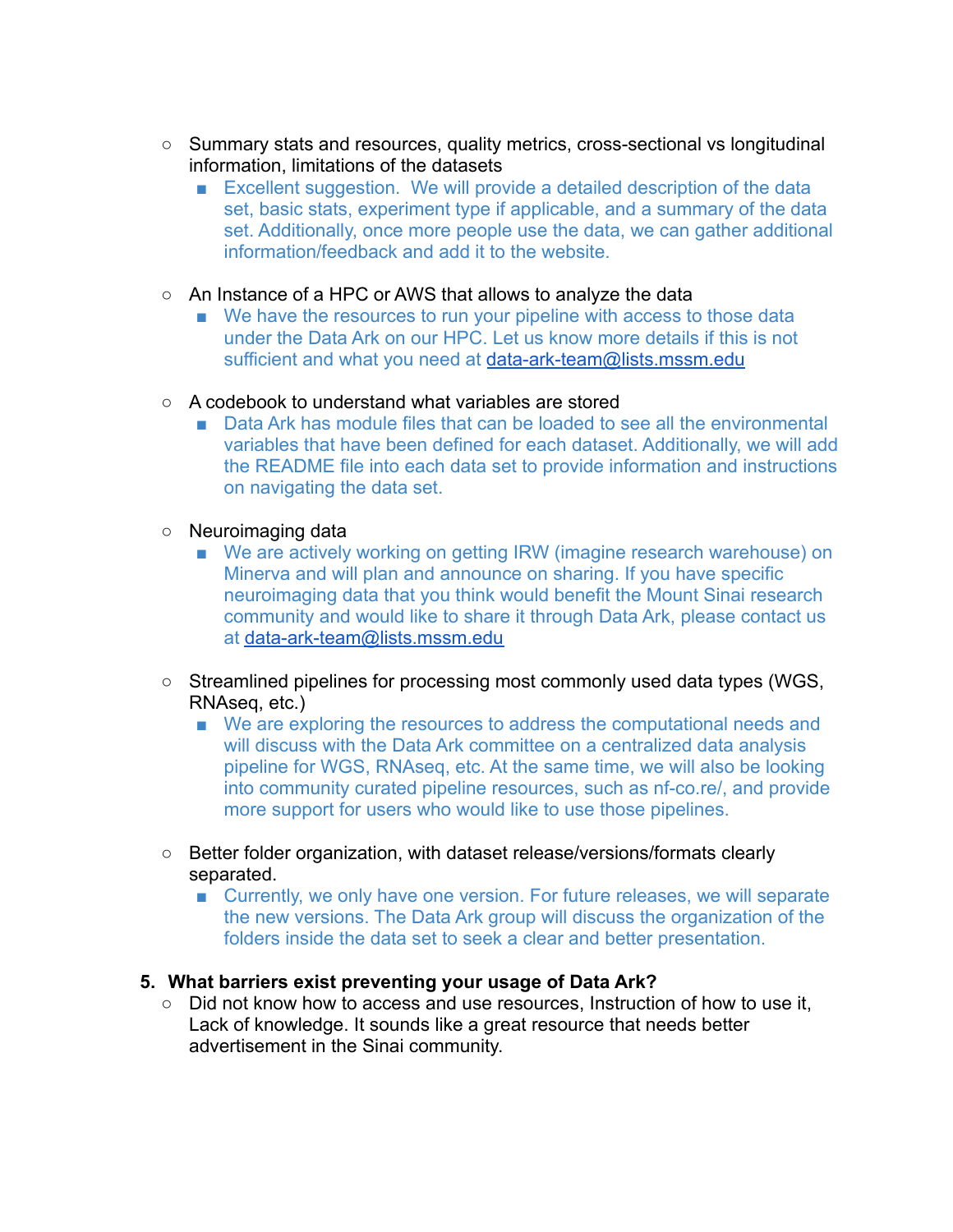- Summary stats and resources, quality metrics, cross-sectional vs longitudinal information, limitations of the datasets
  - Excellent suggestion.  We will provide a detailed description of the data set, basic stats, experiment type if applicable, and a summary of the data set. Additionally, once more people use the data, we can gather additional information/feedback and add it to the website.

- An Instance of a HPC or AWS that allows to analyze the data
  - We have the resources to run your pipeline with access to those data under the Data Ark on our HPC. Let us know more details if this is not sufficient and what you need at [data-ark-team@lists.mssm.edu](mailto:data-ark-team@lists.mssm.edu)

- A codebook to understand what variables are stored
  - Data Ark has module files that can be loaded to see all the environmental variables that have been defined for each dataset. Additionally, we will add the README file into each data set to provide information and instructions on navigating the data set.

- Neuroimaging data
  - We are actively working on getting IRW (imagine research warehouse) on Minerva and will plan and announce on sharing. If you have specific neuroimaging data that you think would benefit the Mount Sinai research community and would like to share it through Data Ark, please contact us at [data-ark-team@lists.mssm.edu](mailto:data-ark-team@lists.mssm.edu)

- Streamlined pipelines for processing most commonly used data types (WGS, RNAseq, etc.)
  - We are exploring the resources to address the computational needs and will discuss with the Data Ark committee on a centralized data analysis pipeline for WGS, RNAseq, etc. At the same time, we will also be looking into community curated pipeline resources, such as nf-co.re/, and provide more support for users who would like to use those pipelines.

- Better folder organization, with dataset release/versions/formats clearly separated.
  - Currently, we only have one version. For future releases, we will separate the new versions. The Data Ark group will discuss the organization of the folders inside the data set to seek a clear and better presentation.

5. **What barriers exist preventing your usage of Data Ark?**
   - Did not know how to access and use resources, Instruction of how to use it, Lack of knowledge. It sounds like a great resource that needs better advertisement in the Sinai community.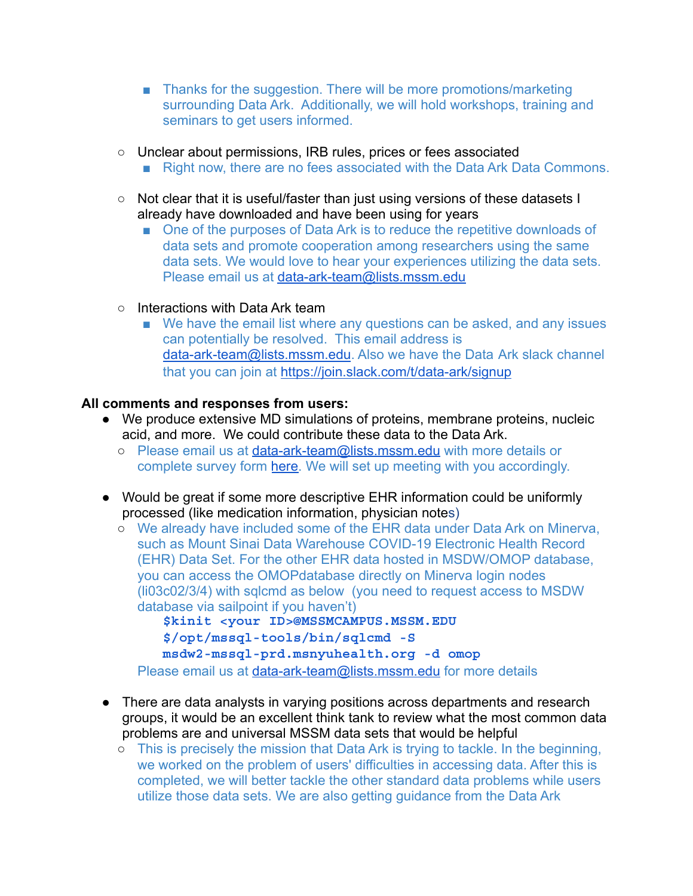- Thanks for the suggestion. There will be more promotions/marketing surrounding Data Ark. Additionally, we will hold workshops, training and seminars to get users informed.

    - Unclear about permissions, IRB rules, prices or fees associated
        - Right now, there are no fees associated with the Data Ark Data Commons.

    - Not clear that it is useful/faster than just using versions of these datasets I already have downloaded and have been using for years
        - One of the purposes of Data Ark is to reduce the repetitive downloads of data sets and promote cooperation among researchers using the same data sets. We would love to hear your experiences utilizing the data sets. Please email us at data-ark-team@lists.mssm.edu

    - Interactions with Data Ark team
        - We have the email list where any questions can be asked, and any issues can potentially be resolved. This email address is data-ark-team@lists.mssm.edu. Also we have the Data Ark slack channel that you can join at https://join.slack.com/t/data-ark/signup

**All comments and responses from users:**

- We produce extensive MD simulations of proteins, membrane proteins, nucleic acid, and more. We could contribute these data to the Data Ark.
    - Please email us at data-ark-team@lists.mssm.edu with more details or complete survey form here. We will set up meeting with you accordingly.

- Would be great if some more descriptive EHR information could be uniformly processed (like medication information, physician notes)
    - We already have included some of the EHR data under Data Ark on Minerva, such as Mount Sinai Data Warehouse COVID-19 Electronic Health Record (EHR) Data Set. For the other EHR data hosted in MSDW/OMOP database, you can access the OMOPdatabase directly on Minerva login nodes (li03c02/3/4) with sqlcmd as below (you need to request access to MSDW database via sailpoint if you haven't)

      ```
      $kinit <your ID>@MSSMCAMPUS.MSSM.EDU
      $/opt/mssql-tools/bin/sqlcmd -S
      msdw2-mssql-prd.msnyuhealth.org -d omop
      ```

      Please email us at data-ark-team@lists.mssm.edu for more details

- There are data analysts in varying positions across departments and research groups, it would be an excellent think tank to review what the most common data problems are and universal MSSM data sets that would be helpful
    - This is precisely the mission that Data Ark is trying to tackle. In the beginning, we worked on the problem of users' difficulties in accessing data. After this is completed, we will better tackle the other standard data problems while users utilize those data sets. We are also getting guidance from the Data Ark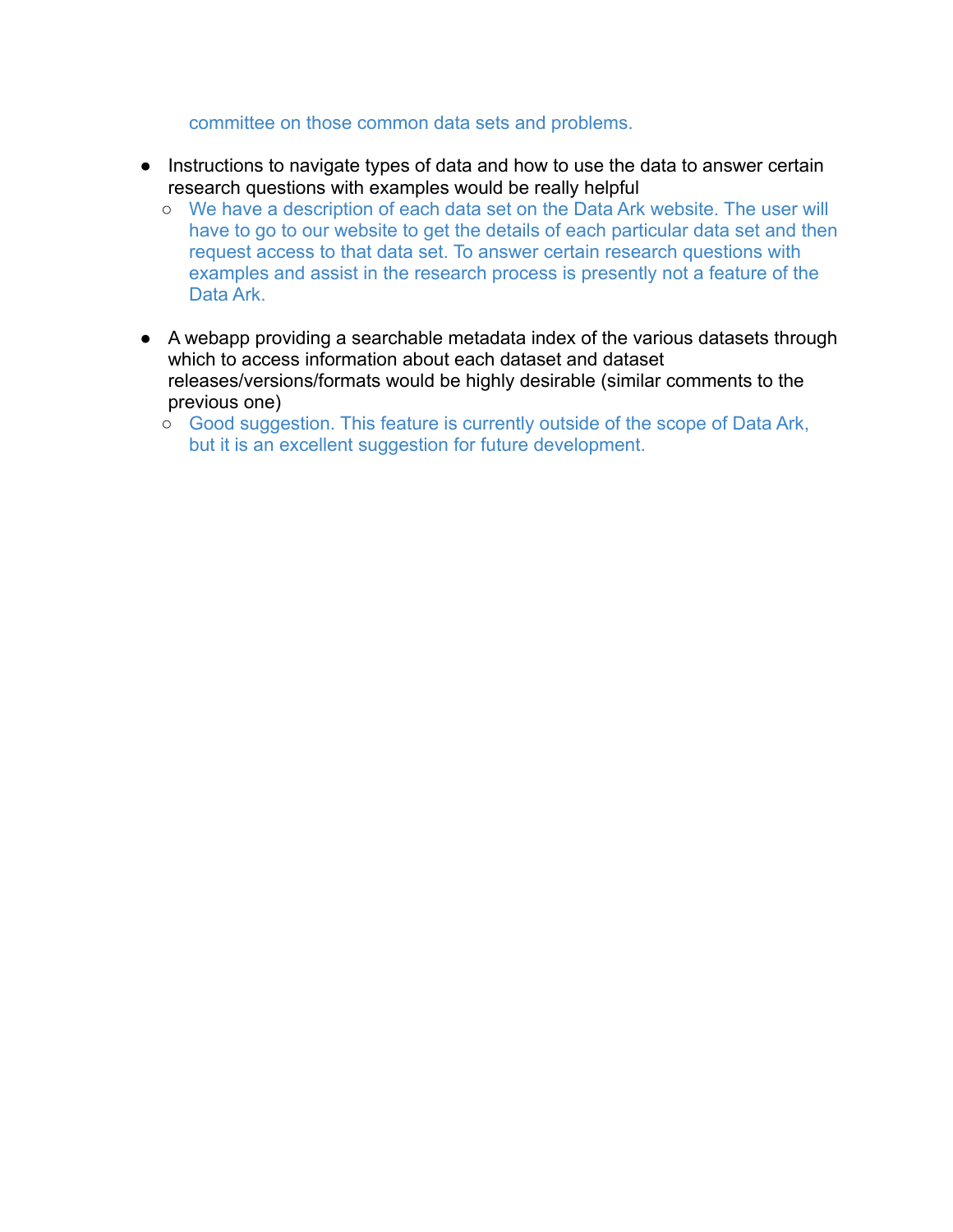committee on those common data sets and problems.

- Instructions to navigate types of data and how to use the data to answer certain research questions with examples would be really helpful
  - We have a description of each data set on the Data Ark website. The user will have to go to our website to get the details of each particular data set and then request access to that data set. To answer certain research questions with examples and assist in the research process is presently not a feature of the Data Ark.

- A webapp providing a searchable metadata index of the various datasets through which to access information about each dataset and dataset releases/versions/formats would be highly desirable (similar comments to the previous one)
  - Good suggestion. This feature is currently outside of the scope of Data Ark, but it is an excellent suggestion for future development.